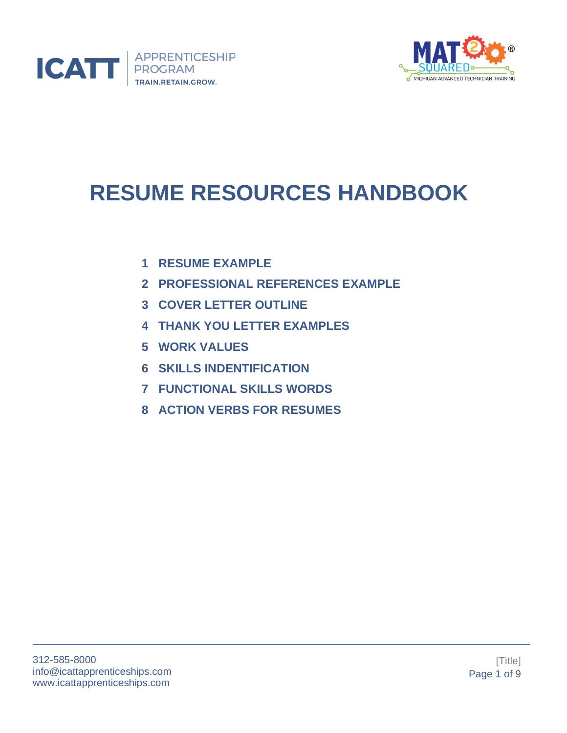ICATT APPRENTICESHIP PROGRAM
TRAIN.RETAIN.GROW.

MAT2 SQUARED®
MICHIGAN ADVANCED TECHNICIAN TRAINING

# RESUME RESOURCES HANDBOOK

1. **RESUME EXAMPLE**
2. **PROFESSIONAL REFERENCES EXAMPLE**
3. **COVER LETTER OUTLINE**
4. **THANK YOU LETTER EXAMPLES**
5. **WORK VALUES**
6. **SKILLS INDENTIFICATION**
7. **FUNCTIONAL SKILLS WORDS**
8. **ACTION VERBS FOR RESUMES**

312-585-8000
info@icattapprenticeships.com
www.icattapprenticeships.com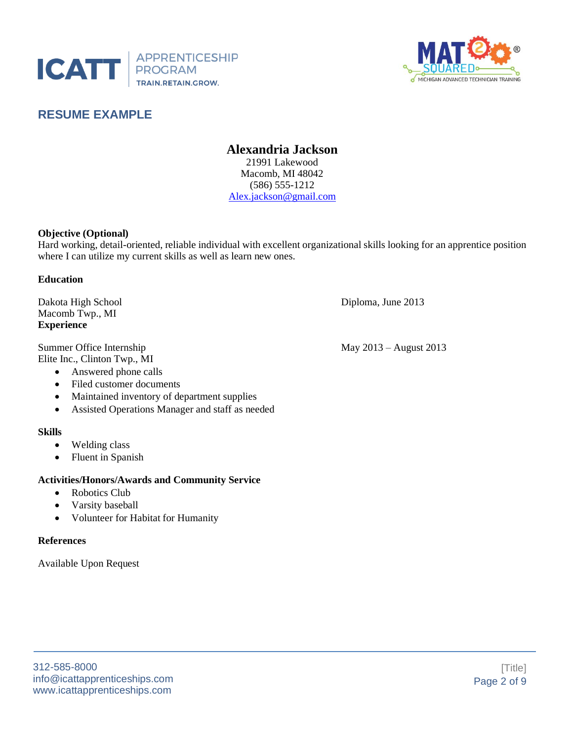## RESUME EXAMPLE

**Alexandria Jackson**
21991 Lakewood
Macomb, MI 48042
(586) 555-1212
Alex.jackson@gmail.com

**Objective (Optional)**
Hard working, detail-oriented, reliable individual with excellent organizational skills looking for an apprentice position where I can utilize my current skills as well as learn new ones.

**Education**

Dakota High School — Diploma, June 2013
Macomb Twp., MI

**Experience**

Summer Office Internship — May 2013 – August 2013
Elite Inc., Clinton Twp., MI

- Answered phone calls
- Filed customer documents
- Maintained inventory of department supplies
- Assisted Operations Manager and staff as needed

**Skills**

- Welding class
- Fluent in Spanish

**Activities/Honors/Awards and Community Service**

- Robotics Club
- Varsity baseball
- Volunteer for Habitat for Humanity

**References**

Available Upon Request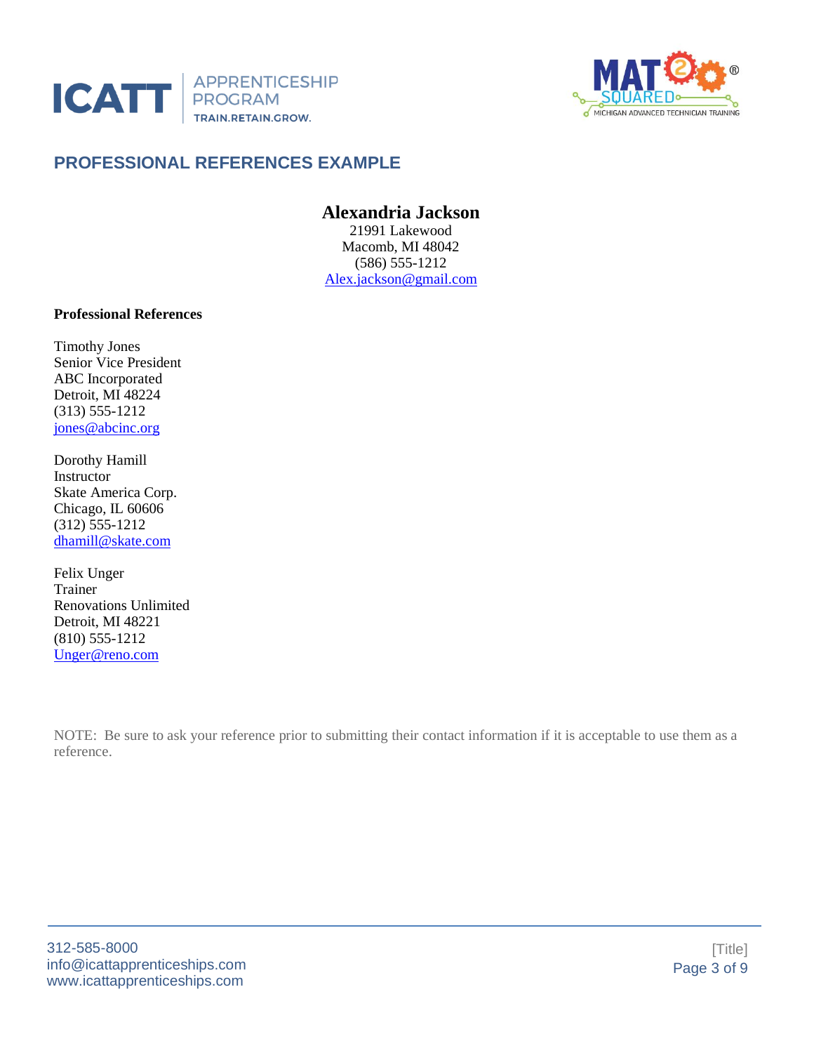## PROFESSIONAL REFERENCES EXAMPLE

**Alexandria Jackson**
21991 Lakewood
Macomb, MI 48042
(586) 555-1212
Alex.jackson@gmail.com

**Professional References**

Timothy Jones
Senior Vice President
ABC Incorporated
Detroit, MI 48224
(313) 555-1212
jones@abcinc.org

Dorothy Hamill
Instructor
Skate America Corp.
Chicago, IL 60606
(312) 555-1212
dhamill@skate.com

Felix Unger
Trainer
Renovations Unlimited
Detroit, MI 48221
(810) 555-1212
Unger@reno.com

NOTE: Be sure to ask your reference prior to submitting their contact information if it is acceptable to use them as a reference.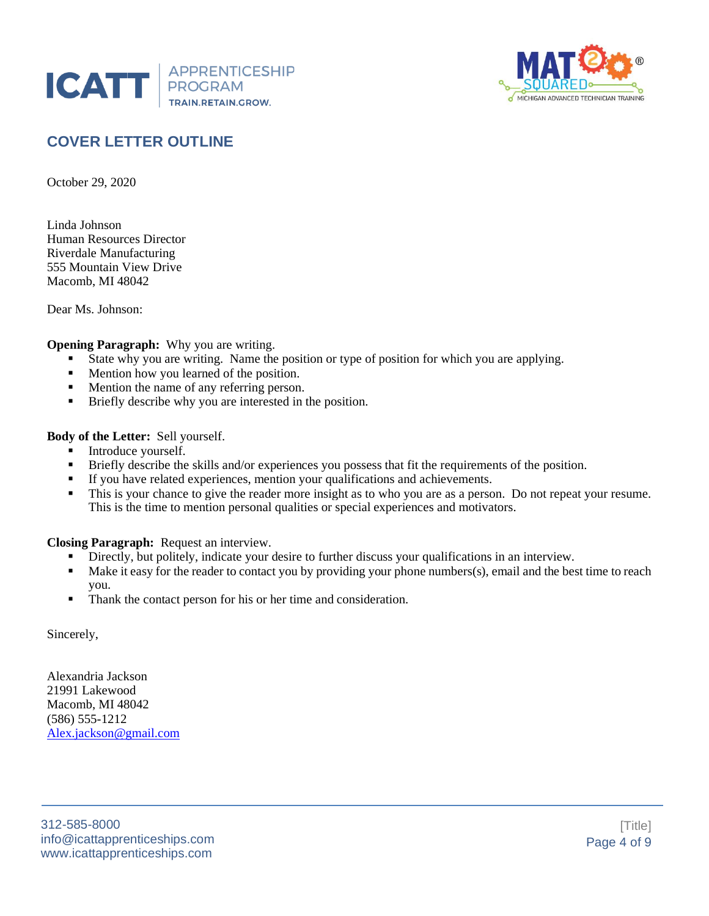## COVER LETTER OUTLINE

October 29, 2020

Linda Johnson
Human Resources Director
Riverdale Manufacturing
555 Mountain View Drive
Macomb, MI 48042

Dear Ms. Johnson:

**Opening Paragraph:** Why you are writing.

- State why you are writing. Name the position or type of position for which you are applying.
- Mention how you learned of the position.
- Mention the name of any referring person.
- Briefly describe why you are interested in the position.

**Body of the Letter:** Sell yourself.

- Introduce yourself.
- Briefly describe the skills and/or experiences you possess that fit the requirements of the position.
- If you have related experiences, mention your qualifications and achievements.
- This is your chance to give the reader more insight as to who you are as a person. Do not repeat your resume. This is the time to mention personal qualities or special experiences and motivators.

**Closing Paragraph:** Request an interview.

- Directly, but politely, indicate your desire to further discuss your qualifications in an interview.
- Make it easy for the reader to contact you by providing your phone numbers(s), email and the best time to reach you.
- Thank the contact person for his or her time and consideration.

Sincerely,

Alexandria Jackson
21991 Lakewood
Macomb, MI 48042
(586) 555-1212
Alex.jackson@gmail.com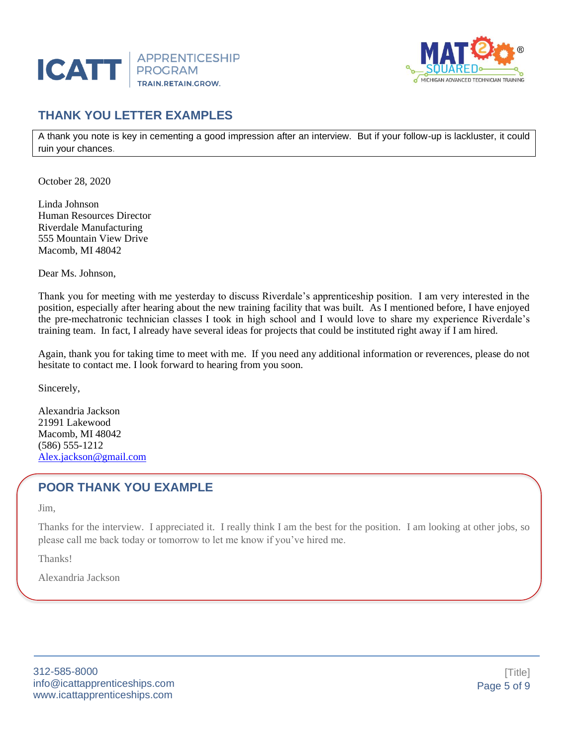## THANK YOU LETTER EXAMPLES

A thank you note is key in cementing a good impression after an interview. But if your follow-up is lackluster, it could ruin your chances.

October 28, 2020

Linda Johnson
Human Resources Director
Riverdale Manufacturing
555 Mountain View Drive
Macomb, MI 48042

Dear Ms. Johnson,

Thank you for meeting with me yesterday to discuss Riverdale's apprenticeship position. I am very interested in the position, especially after hearing about the new training facility that was built. As I mentioned before, I have enjoyed the pre-mechatronic technician classes I took in high school and I would love to share my experience Riverdale's training team. In fact, I already have several ideas for projects that could be instituted right away if I am hired.

Again, thank you for taking time to meet with me. If you need any additional information or reverences, please do not hesitate to contact me. I look forward to hearing from you soon.

Sincerely,

Alexandria Jackson
21991 Lakewood
Macomb, MI 48042
(586) 555-1212
Alex.jackson@gmail.com

## POOR THANK YOU EXAMPLE

Jim,

Thanks for the interview. I appreciated it. I really think I am the best for the position. I am looking at other jobs, so please call me back today or tomorrow to let me know if you've hired me.

Thanks!

Alexandria Jackson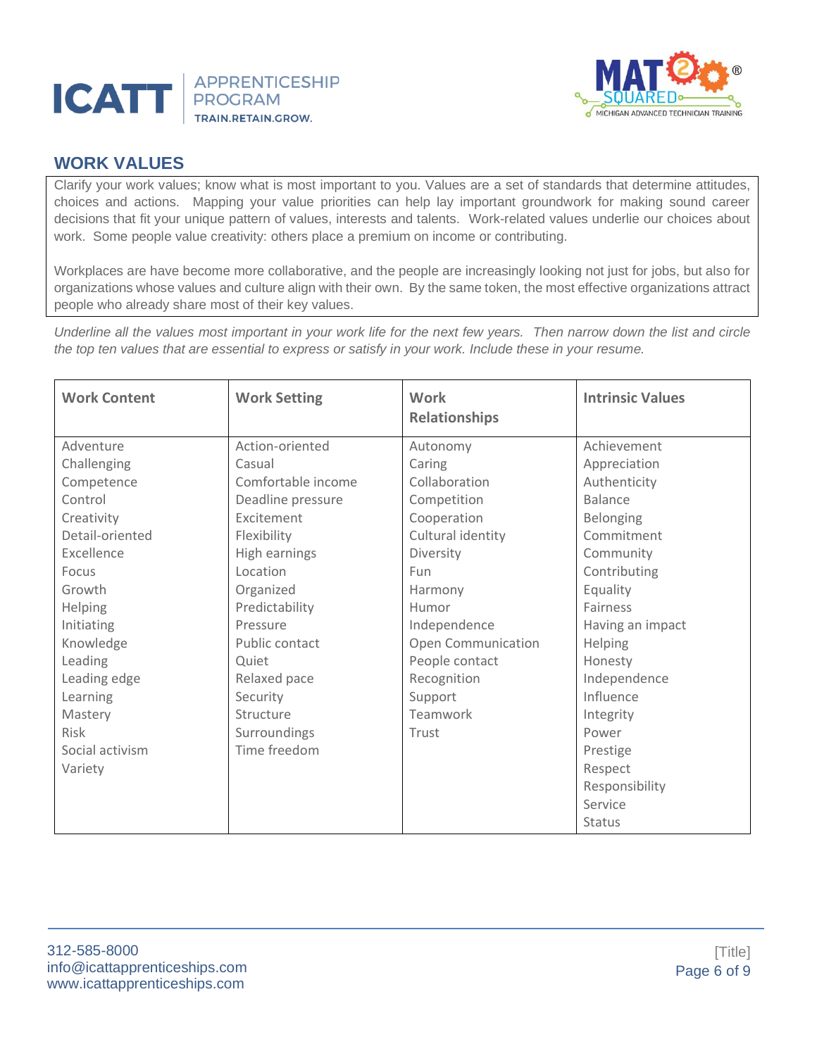## WORK VALUES

Clarify your work values; know what is most important to you. Values are a set of standards that determine attitudes, choices and actions. Mapping your value priorities can help lay important groundwork for making sound career decisions that fit your unique pattern of values, interests and talents. Work-related values underlie our choices about work. Some people value creativity: others place a premium on income or contributing.

Workplaces are have become more collaborative, and the people are increasingly looking not just for jobs, but also for organizations whose values and culture align with their own. By the same token, the most effective organizations attract people who already share most of their key values.

*Underline all the values most important in your work life for the next few years. Then narrow down the list and circle the top ten values that are essential to express or satisfy in your work. Include these in your resume.*

| Work Content | Work Setting | Work Relationships | Intrinsic Values |
|---|---|---|---|
| Adventure | Action-oriented | Autonomy | Achievement |
| Challenging | Casual | Caring | Appreciation |
| Competence | Comfortable income | Collaboration | Authenticity |
| Control | Deadline pressure | Competition | Balance |
| Creativity | Excitement | Cooperation | Belonging |
| Detail-oriented | Flexibility | Cultural identity | Commitment |
| Excellence | High earnings | Diversity | Community |
| Focus | Location | Fun | Contributing |
| Growth | Organized | Harmony | Equality |
| Helping | Predictability | Humor | Fairness |
| Initiating | Pressure | Independence | Having an impact |
| Knowledge | Public contact | Open Communication | Helping |
| Leading | Quiet | People contact | Honesty |
| Leading edge | Relaxed pace | Recognition | Independence |
| Learning | Security | Support | Influence |
| Mastery | Structure | Teamwork | Integrity |
| Risk | Surroundings | Trust | Power |
| Social activism | Time freedom | | Prestige |
| Variety | | | Respect |
| | | | Responsibility |
| | | | Service |
| | | | Status |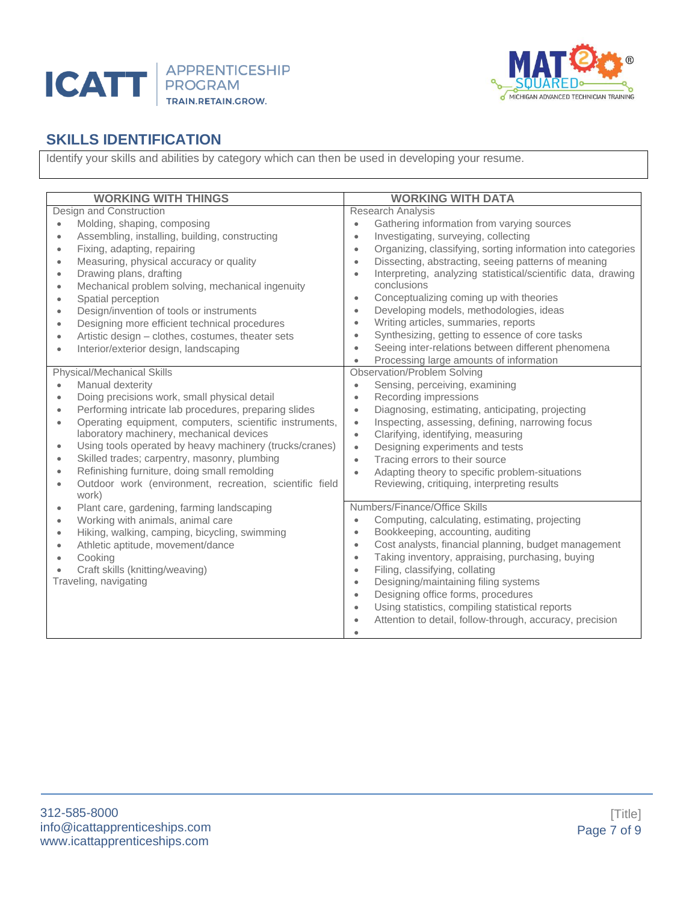## SKILLS IDENTIFICATION

Identify your skills and abilities by category which can then be used in developing your resume.

| WORKING WITH THINGS | WORKING WITH DATA |
|---|---|
| Design and Construction<br>• Molding, shaping, composing<br>• Assembling, installing, building, constructing<br>• Fixing, adapting, repairing<br>• Measuring, physical accuracy or quality<br>• Drawing plans, drafting<br>• Mechanical problem solving, mechanical ingenuity<br>• Spatial perception<br>• Design/invention of tools or instruments<br>• Designing more efficient technical procedures<br>• Artistic design – clothes, costumes, theater sets<br>• Interior/exterior design, landscaping | Research Analysis<br>• Gathering information from varying sources<br>• Investigating, surveying, collecting<br>• Organizing, classifying, sorting information into categories<br>• Dissecting, abstracting, seeing patterns of meaning<br>• Interpreting, analyzing statistical/scientific data, drawing conclusions<br>• Conceptualizing coming up with theories<br>• Developing models, methodologies, ideas<br>• Writing articles, summaries, reports<br>• Synthesizing, getting to essence of core tasks<br>• Seeing inter-relations between different phenomena<br>• Processing large amounts of information |
| Physical/Mechanical Skills<br>• Manual dexterity<br>• Doing precisions work, small physical detail<br>• Performing intricate lab procedures, preparing slides<br>• Operating equipment, computers, scientific instruments, laboratory machinery, mechanical devices<br>• Using tools operated by heavy machinery (trucks/cranes)<br>• Skilled trades; carpentry, masonry, plumbing<br>• Refinishing furniture, doing small remolding<br>• Outdoor work (environment, recreation, scientific field work)<br>• Plant care, gardening, farming landscaping<br>• Working with animals, animal care<br>• Hiking, walking, camping, bicycling, swimming<br>• Athletic aptitude, movement/dance<br>• Cooking<br>• Craft skills (knitting/weaving)<br>Traveling, navigating | Observation/Problem Solving<br>• Sensing, perceiving, examining<br>• Recording impressions<br>• Diagnosing, estimating, anticipating, projecting<br>• Inspecting, assessing, defining, narrowing focus<br>• Clarifying, identifying, measuring<br>• Designing experiments and tests<br>• Tracing errors to their source<br>• Adapting theory to specific problem-situations Reviewing, critiquing, interpreting results<br><br>Numbers/Finance/Office Skills<br>• Computing, calculating, estimating, projecting<br>• Bookkeeping, accounting, auditing<br>• Cost analysts, financial planning, budget management<br>• Taking inventory, appraising, purchasing, buying<br>• Filing, classifying, collating<br>• Designing/maintaining filing systems<br>• Designing office forms, procedures<br>• Using statistics, compiling statistical reports<br>• Attention to detail, follow-through, accuracy, precision<br>• |

312-585-8000
info@icattapprenticeships.com
www.icattapprenticeships.com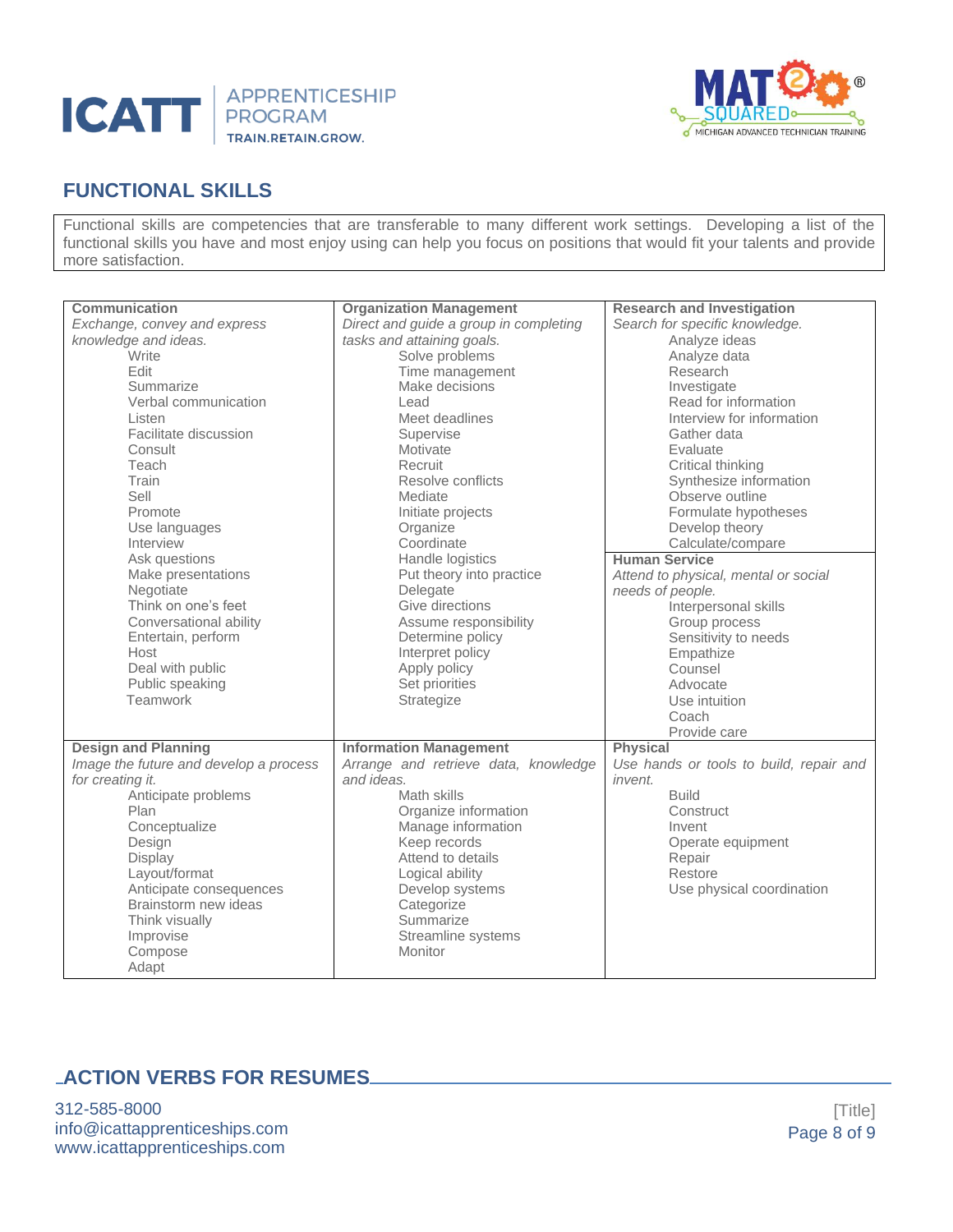## FUNCTIONAL SKILLS

Functional skills are competencies that are transferable to many different work settings. Developing a list of the functional skills you have and most enjoy using can help you focus on positions that would fit your talents and provide more satisfaction.

| **Communication**<br>*Exchange, convey and express knowledge and ideas.* | **Organization Management**<br>*Direct and guide a group in completing tasks and attaining goals.* | **Research and Investigation**<br>*Search for specific knowledge.* |
|---|---|---|
| Write<br>Edit<br>Summarize<br>Verbal communication<br>Listen<br>Facilitate discussion<br>Consult<br>Teach<br>Train<br>Sell<br>Promote<br>Use languages<br>Interview<br>Ask questions<br>Make presentations<br>Negotiate<br>Think on one's feet<br>Conversational ability<br>Entertain, perform<br>Host<br>Deal with public<br>Public speaking<br>Teamwork | Solve problems<br>Time management<br>Make decisions<br>Lead<br>Meet deadlines<br>Supervise<br>Motivate<br>Recruit<br>Resolve conflicts<br>Mediate<br>Initiate projects<br>Organize<br>Coordinate<br>Handle logistics<br>Put theory into practice<br>Delegate<br>Give directions<br>Assume responsibility<br>Determine policy<br>Interpret policy<br>Apply policy<br>Set priorities<br>Strategize | Analyze ideas<br>Analyze data<br>Research<br>Investigate<br>Read for information<br>Interview for information<br>Gather data<br>Evaluate<br>Critical thinking<br>Synthesize information<br>Observe outline<br>Formulate hypotheses<br>Develop theory<br>Calculate/compare<br><br>**Human Service**<br>*Attend to physical, mental or social needs of people.*<br>Interpersonal skills<br>Group process<br>Sensitivity to needs<br>Empathize<br>Counsel<br>Advocate<br>Use intuition<br>Coach<br>Provide care |
| **Design and Planning**<br>*Image the future and develop a process for creating it.*<br>Anticipate problems<br>Plan<br>Conceptualize<br>Design<br>Display<br>Layout/format<br>Anticipate consequences<br>Brainstorm new ideas<br>Think visually<br>Improvise<br>Compose<br>Adapt | **Information Management**<br>*Arrange and retrieve data, knowledge and ideas.*<br>Math skills<br>Organize information<br>Manage information<br>Keep records<br>Attend to details<br>Logical ability<br>Develop systems<br>Categorize<br>Summarize<br>Streamline systems<br>Monitor | **Physical**<br>*Use hands or tools to build, repair and invent.*<br>Build<br>Construct<br>Invent<br>Operate equipment<br>Repair<br>Restore<br>Use physical coordination |

## ACTION VERBS FOR RESUMES

312-585-8000
info@icattapprenticeships.com
www.icattapprenticeships.com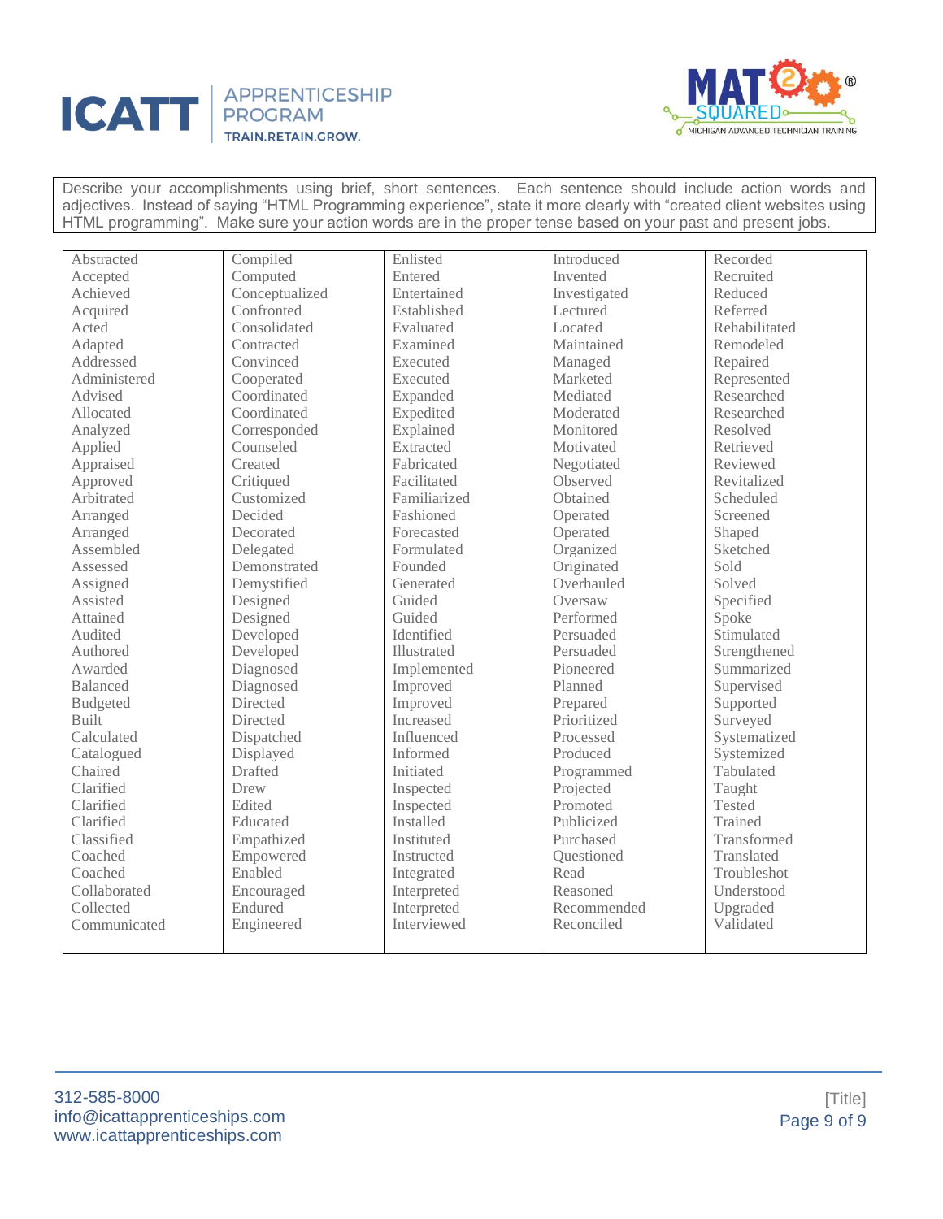Describe your accomplishments using brief, short sentences. Each sentence should include action words and adjectives. Instead of saying "HTML Programming experience", state it more clearly with "created client websites using HTML programming". Make sure your action words are in the proper tense based on your past and present jobs.

| | | | | |
|---|---|---|---|---|
| Abstracted | Compiled | Enlisted | Introduced | Recorded |
| Accepted | Computed | Entered | Invented | Recruited |
| Achieved | Conceptualized | Entertained | Investigated | Reduced |
| Acquired | Confronted | Established | Lectured | Referred |
| Acted | Consolidated | Evaluated | Located | Rehabilitated |
| Adapted | Contracted | Examined | Maintained | Remodeled |
| Addressed | Convinced | Executed | Managed | Repaired |
| Administered | Cooperated | Executed | Marketed | Represented |
| Advised | Coordinated | Expanded | Mediated | Researched |
| Allocated | Coordinated | Expedited | Moderated | Researched |
| Analyzed | Corresponded | Explained | Monitored | Resolved |
| Applied | Counseled | Extracted | Motivated | Retrieved |
| Appraised | Created | Fabricated | Negotiated | Reviewed |
| Approved | Critiqued | Facilitated | Observed | Revitalized |
| Arbitrated | Customized | Familiarized | Obtained | Scheduled |
| Arranged | Decided | Fashioned | Operated | Screened |
| Arranged | Decorated | Forecasted | Operated | Shaped |
| Assembled | Delegated | Formulated | Organized | Sketched |
| Assessed | Demonstrated | Founded | Originated | Sold |
| Assigned | Demystified | Generated | Overhauled | Solved |
| Assisted | Designed | Guided | Oversaw | Specified |
| Attained | Designed | Guided | Performed | Spoke |
| Audited | Developed | Identified | Persuaded | Stimulated |
| Authored | Developed | Illustrated | Persuaded | Strengthened |
| Awarded | Diagnosed | Implemented | Pioneered | Summarized |
| Balanced | Diagnosed | Improved | Planned | Supervised |
| Budgeted | Directed | Improved | Prepared | Supported |
| Built | Directed | Increased | Prioritized | Surveyed |
| Calculated | Dispatched | Influenced | Processed | Systematized |
| Catalogued | Displayed | Informed | Produced | Systemized |
| Chaired | Drafted | Initiated | Programmed | Tabulated |
| Clarified | Drew | Inspected | Projected | Taught |
| Clarified | Edited | Inspected | Promoted | Tested |
| Clarified | Educated | Installed | Publicized | Trained |
| Classified | Empathized | Instituted | Purchased | Transformed |
| Coached | Empowered | Instructed | Questioned | Translated |
| Coached | Enabled | Integrated | Read | Troubleshot |
| Collaborated | Encouraged | Interpreted | Reasoned | Understood |
| Collected | Endured | Interpreted | Recommended | Upgraded |
| Communicated | Engineered | Interviewed | Reconciled | Validated |